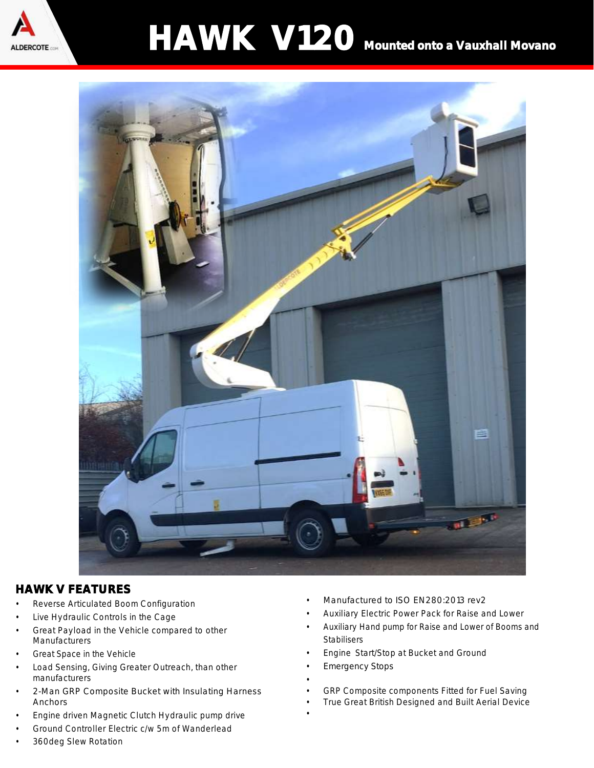# HAWK V120 Mounted onto a Vauxhall Movano

## HAWK V FEATURES

- Reverse Articulated Boom Configuration
- Live Hydraulic Controls in the Cage
- Great Payload in the Vehicle compared to other Manufacturers
- Great Space in the Vehicle
- Load Sensing, Giving Greater Outreach, than other manufacturers
- 2-Man GRP Composite Bucket with Insulating Harness Anchors
- Engine driven Magnetic Clutch Hydraulic pump drive
- Ground Controller Electric c/w 5m of Wanderlead
- 360deg Slew Rotation
- Manufactured to ISO EN280:2013 rev2
- Auxiliary Electric Power Pack for Raise and Lower
- Auxiliary Hand pump for Raise and Lower of Booms and Stabilisers
- Engine Start/Stop at Bucket and Ground
- Emergency Stops
- GRP Composite components Fitted for Fuel Saving
- True Great British Designed and Built Aerial Device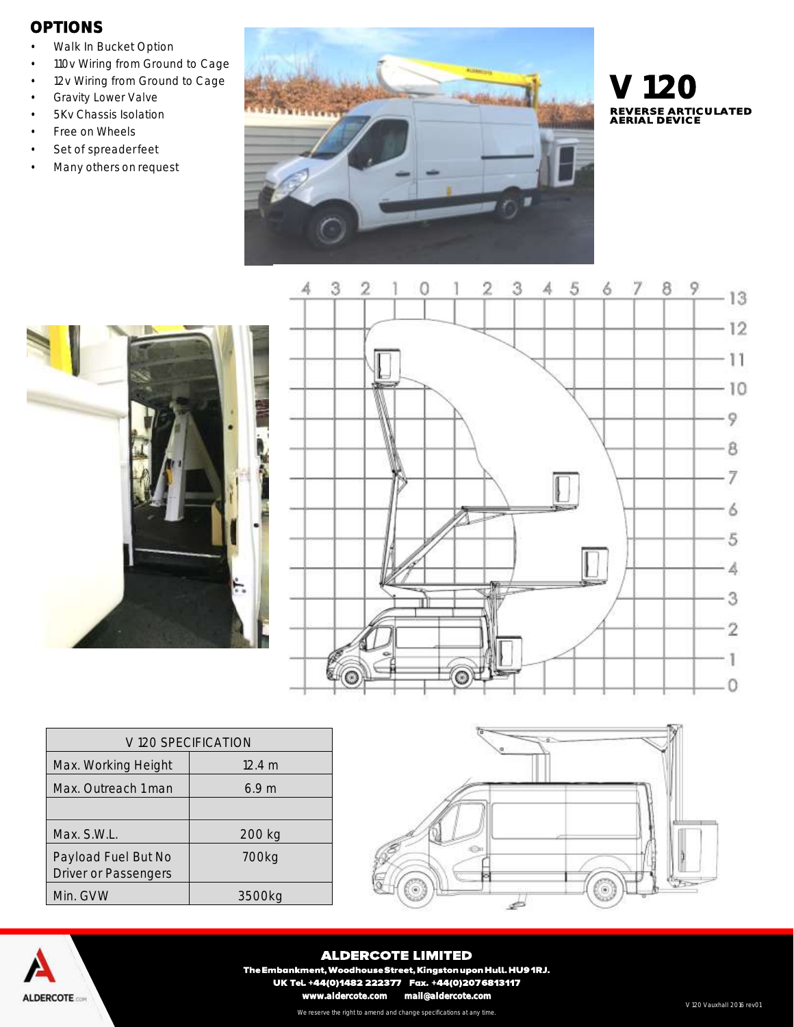## OPTIONS

- Walk In Bucket Option
- 110v Wiring from Ground to Cage
- 12v Wiring from Ground to Cage
- Gravity Lower Valve
- 5Kv Chassis Isolation
- Free on Wheels
- Set of spreader feet
- Many others on request

# V 120

**REVERSE ARTICULATED AERIAL DEVICE**

4 3 2 1 0 1 2 3 4 5 6 7 8 9

13 12 11 10 9 8 7 6 5 4 3 2 1 0

| V 120 SPECIFICATION | |
|---|---|
| Max. Working Height | 12.4 m |
| Max. Outreach 1 man | 6.9 m |
| | |
| Max. S.W.L. | 200 kg |
| Payload Fuel But No Driver or Passengers | 700kg |
| Min. GVW | 3500kg |

**ALDERCOTE LIMITED**

**The Embankment, Woodhouse Street, Kingston upon Hull. HU9 1RJ.**

**UK Tel. +44(0)1482 222377 Fax. +44(0)2076813117**

**www.aldercote.com mail@aldercote.com**

We reserve the right to amend and change specifications at any time.

V 120 Vauxhall 2016 rev01